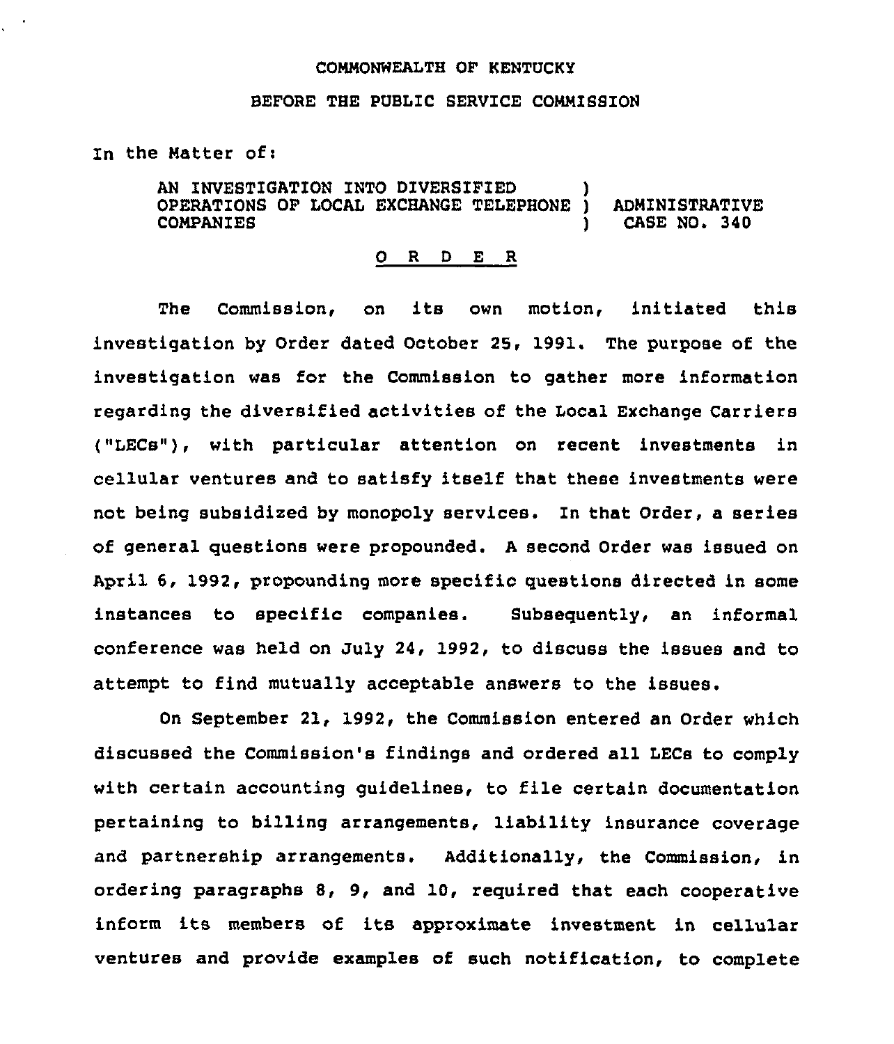COMMONWEALTH OF KENTUCKY

BEFORE THE PUBLIC SERVICE COMMISSION

In the Matter of:

AN INVESTIGATION INTO DIVERSIFIED OPERATIONS OF LOCAL EXCHANGE TELEPHONE COMPANIES ) ADMINISTRATIVE CASE NO. 340

O R D E R

The Commission, on its own motion, initiated this investigation by Order dated October 25, 1991. The purpose of the investigation was for the Commission to gather more information regarding the diversified activities of the Local Exchange Carriers ("LECs"), with particular attention on recent investments in cellular ventures and to satisfy itself that these investments were not being subsidized by monopoly services. In that Order, a series of general questions were propounded. A second Order was issued on April 6, 1992, propounding more specific questions directed in some instances to specific companies. Subsequently, an informal conference was held on July 24, 1992, to discuss the issues and to attempt to find mutually acceptable answers to the issues.

On September 21, 1992, the Commission entered an Order which discussed the Commission's findings and ordered all LECs to comply with certain accounting guidelines, to file certain documentation pertaining to billing arrangements, liability insurance coverage and partnership arrangements. Additionally, the Commission, in ordering paragraphs 8, 9, and 10, required that each cooperative inform its members of its approximate investment in cellular ventures and provide examples of such notification, to complete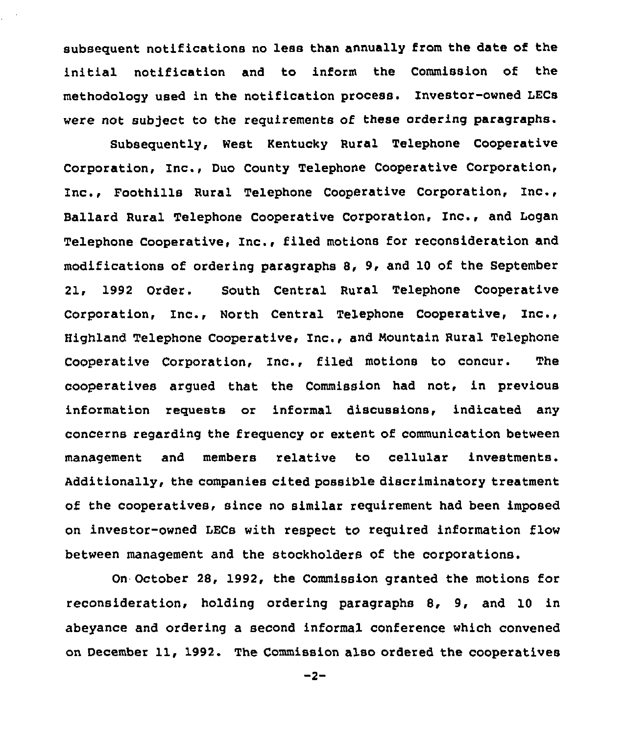subsequent notifications no less than annually from the date of the initial notification and to inform the Commission of the methodology used in the notification process. Investor-owned LECs were not subject to the requirements of these ordering paragraphs.

Subsequently, West Kentucky Rural Telephone Cooperative Corporation, Inc., Duo County Telephone Cooperative Corporation, Inc., Foothills Rural Telephone Cooperative Corporation, Inc., Ballard Rural Telephone Cooperative Corporation, Inc., and Logan Telephone Cooperative, Inc., filed motions for reconsideration and modifications of ordering paragraphs 8, 9, and 10 of the September 21, 1992 Order. South Central Rural Telephone Cooperative Corporation, Inc., North Central Telephone Cooperative, Inc., Highland Telephone Cooperative, Inc., and Mountain Rural Telephone Cooperative Corporation, Inc., filed motions to concur. The cooperatives argued that the Commission had not, in previous information requests or informal discussions, indicated any concerns regarding the frequency or extent of communication between management and members relative to cellular investments. Additionally, the companies cited possible discriminatory treatment of the cooperatives, since no similar requirement had been imposed on investor-owned LECs with respect to required information flow between management and the stockholders of the corporations.

On October 28, 1992, the Commission granted the motions for reconsideration, holding ordering paragraphs 8, 9, and 10 in abeyance and ordering a second informal conference which convened on December 11, 1992. The Commission also ordered the cooperatives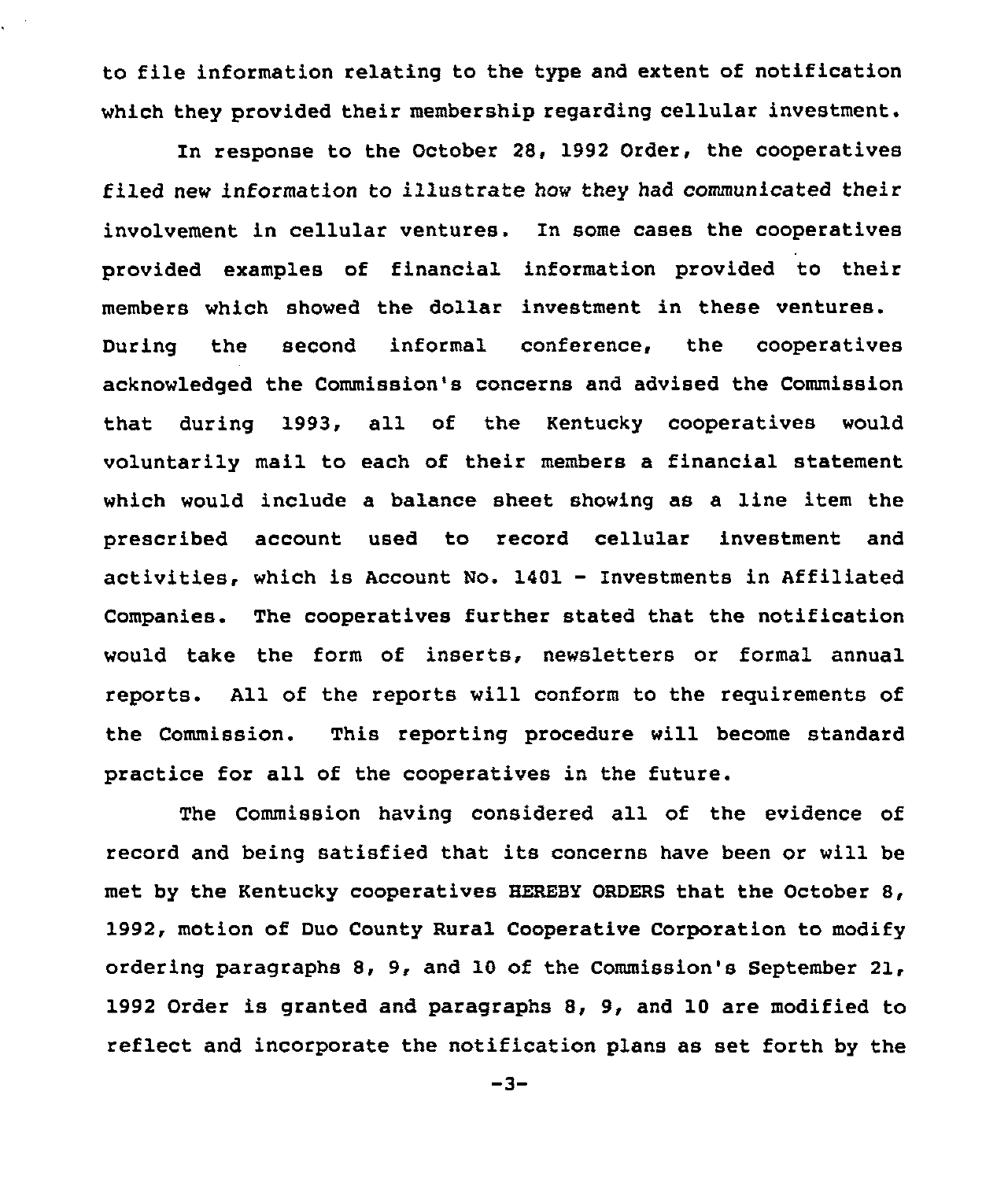to file information relating to the type and extent of notification which they provided their membership regarding cellular investment.

In response to the October 28, 1992 Order, the cooperatives filed new information to illustrate how they had communicated their involvement in cellular ventures. In some cases the cooperatives provided examples of financial information provided to their members which showed the dollar investment in these ventures. During the second informal conference, the cooperatives acknowledged the Commission's concerns and advised the Commission that during 1993, all of the Kentucky cooperatives would voluntarily mail to each of their members a financial statement which would include a balance sheet showing as a line item the prescribed account used to record cellular investment and activities, which is Account No. 1401 - Investments in Affiliated Companies. The cooperatives further stated that the notification would take the form of inserts, newsletters or formal annual reports. All of the reports will conform to the requirements of the Commission. This reporting procedure will become standard practice for all of the cooperatives in the future.

The Commission having considered all of the evidence of record and being satisfied that its concerns have been or will be met by the Kentucky cooperatives HEREBY ORDERS that the October 8, 1992, motion of Duo County Rural Cooperative Corporation to modify ordering paragraphs 8, 9, and 10 of the Commission's September 21, 1992 Order is granted and paragraphs 8, 9, and 10 are modified to reflect and incorporate the notification plans as set forth by the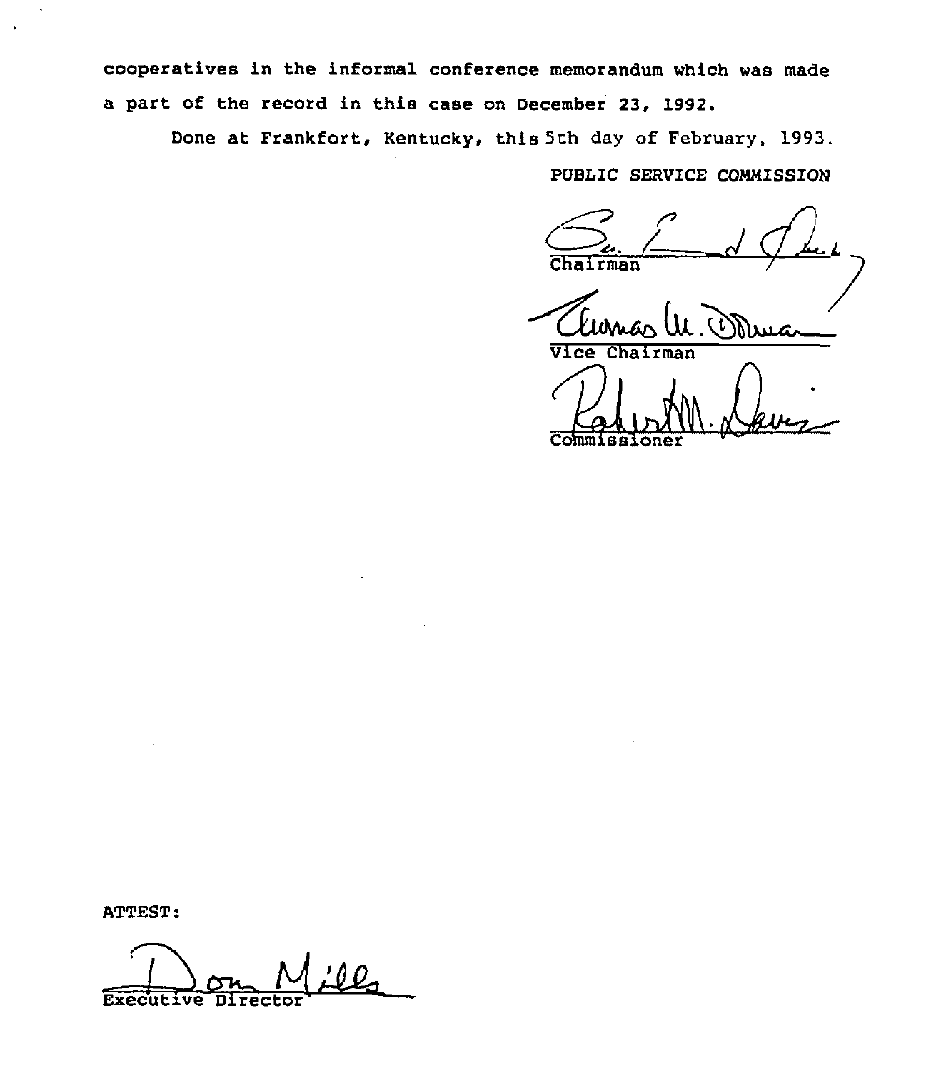cooperatives in the informal conference memorandum which was made a part of the record in this case on December 23, 1992.

Done at Frankfort, Kentucky, this 5th day of February, 1993.

PUBLIC SERVICE COMMISSION

Chairman

Vice Chairman

Commissioner

ATTEST:

Executive Director